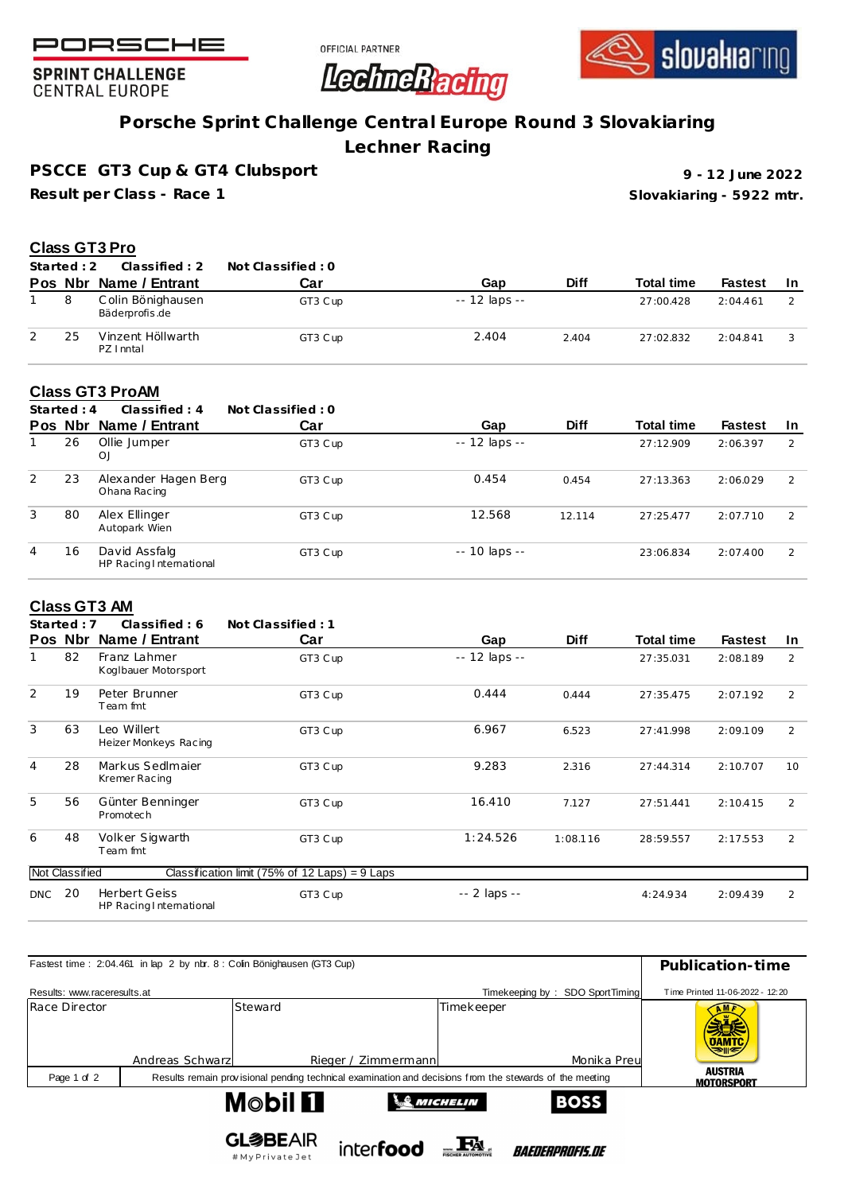PORSCHE

SPRINT CHALLENGE
CENTRAL EUROPE

OFFICIAL PARTNER
LechneRacing

slovakiaring

# Porsche Sprint Challenge Central Europe Round 3 Slovakiaring
## Lechner Racing

**PSCCE GT3 Cup & GT4 Clubsport**

**Result per Class - Race 1**

**9 - 12 June 2022**

**Slovakiaring - 5922 mtr.**

### Class GT3 Pro

**Started : 2 Classified : 2 Not Classified : 0**

| Pos | Nbr | Name / Entrant | Car | Gap | Diff | Total time | Fastest | In |
|---|---|---|---|---|---|---|---|---|
| 1 | 8 | Colin Bönighausen<br>Bäderprofis.de | GT3 Cup | -- 12 laps -- | | 27:00.428 | 2:04.461 | 2 |
| 2 | 25 | Vinzent Höllwarth<br>PZ Inntal | GT3 Cup | 2.404 | 2.404 | 27:02.832 | 2:04.841 | 3 |

### Class GT3 ProAM

**Started : 4 Classified : 4 Not Classified : 0**

| Pos | Nbr | Name / Entrant | Car | Gap | Diff | Total time | Fastest | In |
|---|---|---|---|---|---|---|---|---|
| 1 | 26 | Ollie Jumper<br>OJ | GT3 Cup | -- 12 laps -- | | 27:12.909 | 2:06.397 | 2 |
| 2 | 23 | Alexander Hagen Berg<br>Ohana Racing | GT3 Cup | 0.454 | 0.454 | 27:13.363 | 2:06.029 | 2 |
| 3 | 80 | Alex Ellinger<br>Autopark Wien | GT3 Cup | 12.568 | 12.114 | 27:25.477 | 2:07.710 | 2 |
| 4 | 16 | David Assfalg<br>HP Racing International | GT3 Cup | -- 10 laps -- | | 23:06.834 | 2:07.400 | 2 |

### Class GT3 AM

**Started : 7 Classified : 6 Not Classified : 1**

| Pos | Nbr | Name / Entrant | Car | Gap | Diff | Total time | Fastest | In |
|---|---|---|---|---|---|---|---|---|
| 1 | 82 | Franz Lahmer<br>Koglbauer Motorsport | GT3 Cup | -- 12 laps -- | | 27:35.031 | 2:08.189 | 2 |
| 2 | 19 | Peter Brunner<br>Team fmt | GT3 Cup | 0.444 | 0.444 | 27:35.475 | 2:07.192 | 2 |
| 3 | 63 | Leo Willert<br>Heizer Monkeys Racing | GT3 Cup | 6.967 | 6.523 | 27:41.998 | 2:09.109 | 2 |
| 4 | 28 | Markus Sedlmaier<br>Kremer Racing | GT3 Cup | 9.283 | 2.316 | 27:44.314 | 2:10.707 | 10 |
| 5 | 56 | Günter Benninger<br>Promotech | GT3 Cup | 16.410 | 7.127 | 27:51.441 | 2:10.415 | 2 |
| 6 | 48 | Volker Sigwarth<br>Team fmt | GT3 Cup | 1:24.526 | 1:08.116 | 28:59.557 | 2:17.553 | 2 |
| Not Classified | | Classification limit (75% of 12 Laps) = 9 Laps | | | | | | |
| DNC | 20 | Herbert Geiss<br>HP Racing International | GT3 Cup | -- 2 laps -- | | 4:24.934 | 2:09.439 | 2 |

Fastest time : 2:04.461 in lap 2 by nbr. 8 : Colin Bönighausen (GT3 Cup)

**Publication-time**

Results: www.raceresults.at

Timekeeping by : SDO SportTiming

Time Printed 11-06-2022 - 12:20

| Race Director | Steward | Timekeeper |
|---|---|---|
| Andreas Schwarz | Rieger / Zimmermann | Monika Preu |

Results remain provisional pending technical examination and decisions from the stewards of the meeting

AMF ÖAMTC AUSTRIA MOTORSPORT

Mobil 1 MICHELIN BOSS

GLOBEAIR #MyPrivateJet interfood FISCHER AUTOMOTIVE BAEDERPROFIS.DE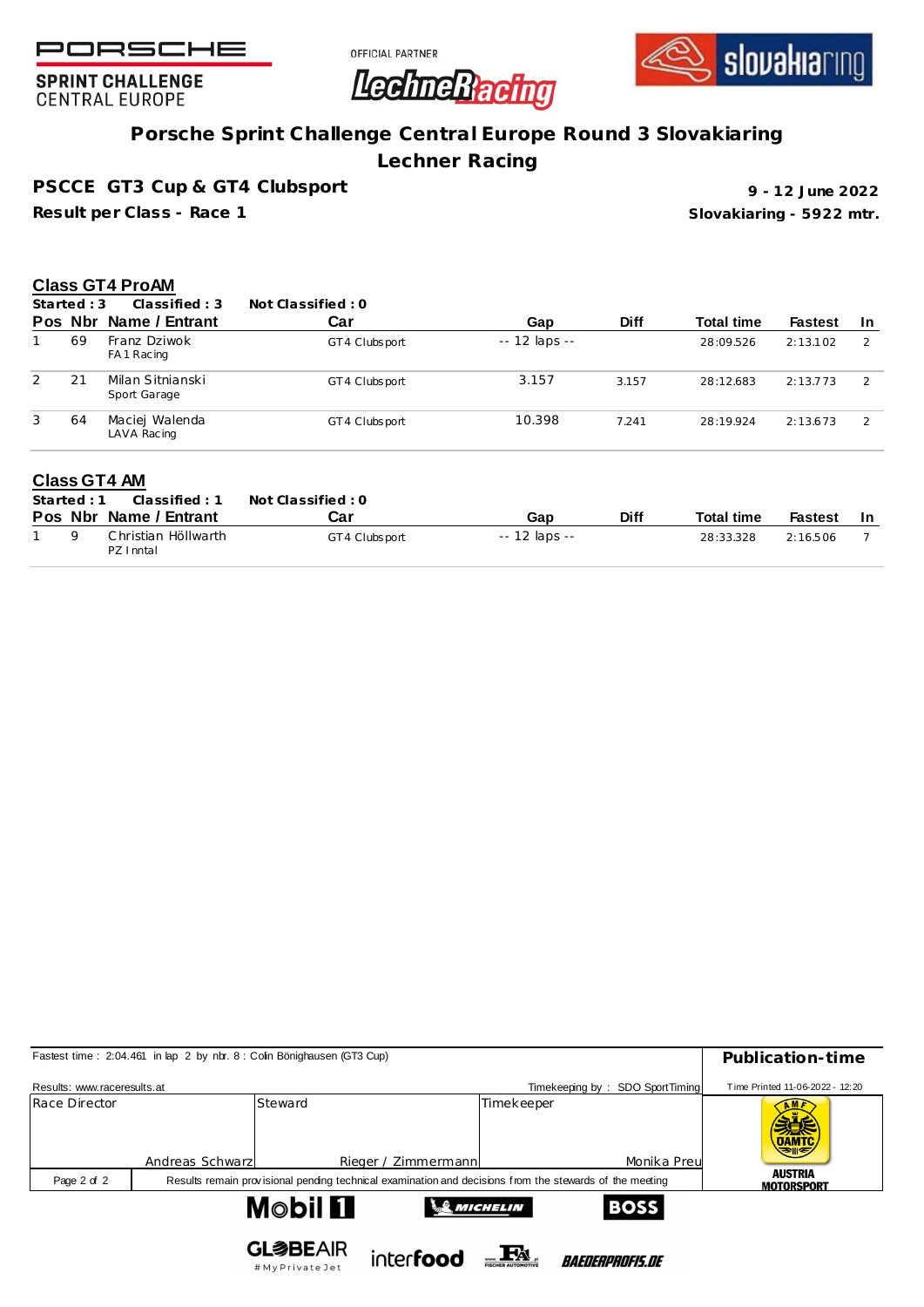PORSCHE
SPRINT CHALLENGE
CENTRAL EUROPE

OFFICIAL PARTNER
LechneRacing

slovakiaring

# Porsche Sprint Challenge Central Europe Round 3 Slovakiaring

## Lechner Racing

**PSCCE GT3 Cup & GT4 Clubsport**

**9 - 12 June 2022**

**Result per Class - Race 1**

**Slovakiaring - 5922 mtr.**

### Class GT4 ProAM

**Started : 3** **Classified : 3** **Not Classified : 0**

| Pos | Nbr | Name / Entrant | Car | Gap | Diff | Total time | Fastest | In |
|---|---|---|---|---|---|---|---|---|
| 1 | 69 | Franz Dziwok<br>FA1 Racing | GT4 Clubsport | -- 12 laps -- | | 28:09.526 | 2:13.102 | 2 |
| 2 | 21 | Milan Sitnianski<br>Sport Garage | GT4 Clubsport | 3.157 | 3.157 | 28:12.683 | 2:13.773 | 2 |
| 3 | 64 | Maciej Walenda<br>LAVA Racing | GT4 Clubsport | 10.398 | 7.241 | 28:19.924 | 2:13.673 | 2 |

### Class GT4 AM

**Started : 1** **Classified : 1** **Not Classified : 0**

| Pos | Nbr | Name / Entrant | Car | Gap | Diff | Total time | Fastest | In |
|---|---|---|---|---|---|---|---|---|
| 1 | 9 | Christian Höllwarth<br>PZ Inntal | GT4 Clubsport | -- 12 laps -- | | 28:33.328 | 2:16.506 | 7 |

Fastest time : 2:04.461 in lap 2 by nbr. 8 : Colin Bönighausen (GT3 Cup)

**Publication-time**

Results: www.raceresults.at

Timekeeping by : SDO SportTiming

Time Printed 11-06-2022 - 12:20

| Race Director | Steward | Timekeeper |
|---|---|---|
| Andreas Schwarz | Rieger / Zimmermann | Monika Preu |

Results remain provisional pending technical examination and decisions from the stewards of the meeting

AUSTRIA MOTORSPORT

Mobil 1 MICHELIN BOSS GLOBEAIR #MyPrivateJet interfood FISCHER AUTOMOTIVE BAEDERPROFIS.DE